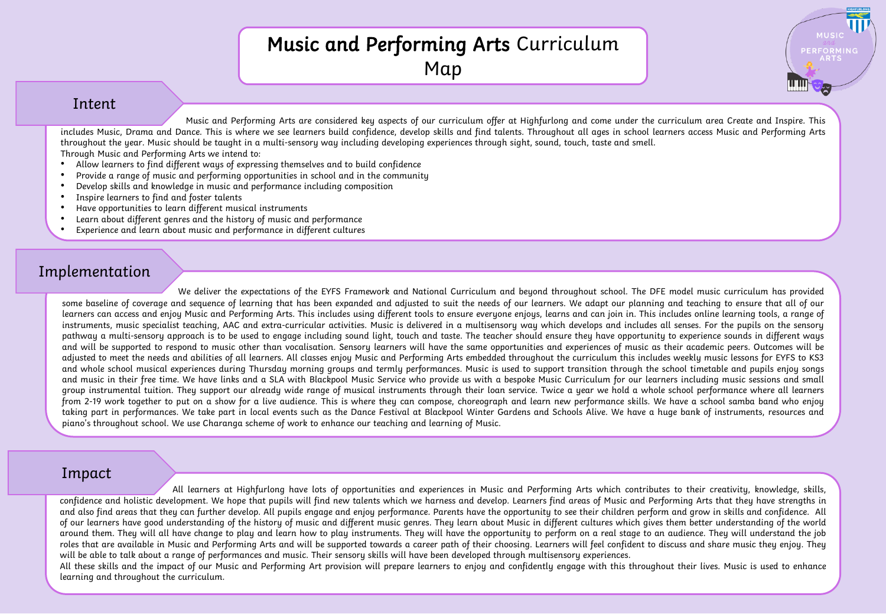# Music and Performing Arts Curriculum Map

## Intent

Music and Performing Arts are considered key aspects of our curriculum offer at Highfurlong and come under the curriculum area Create and Inspire. This includes Music, Drama and Dance. This is where we see learners build confidence, develop skills and find talents. Throughout all ages in school learners access Music and Performing Arts throughout the year. Music should be taught in a multi-sensory way including developing experiences through sight, sound, touch, taste and smell.

Through Music and Performing Arts we intend to:

- Allow learners to find different ways of expressing themselves and to build confidence
- Provide a range of music and performing opportunities in school and in the community
- Develop skills and knowledge in music and performance including composition
- Inspire learners to find and foster talents
- Have opportunities to learn different musical instruments
- Learn about different genres and the history of music and performance
- Experience and learn about music and performance in different cultures

## Implementation

We deliver the expectations of the EYFS Framework and National Curriculum and beyond throughout school. The DFE model music curriculum has provided some baseline of coverage and sequence of learning that has been expanded and adjusted to suit the needs of our learners. We adapt our planning and teaching to ensure that all of our learners can access and enjoy Music and Performing Arts. This includes using different tools to ensure everyone enjoys, learns and can join in. This includes online learning tools, a range of instruments, music specialist teaching, AAC and extra-curricular activities. Music is delivered in a multisensory way which develops and includes all senses. For the pupils on the sensory pathway a multi-sensory approach is to be used to engage including sound light, touch and taste. The teacher should ensure they have opportunity to experience sounds in different ways and will be supported to respond to music other than vocalisation. Sensory learners will have the same opportunities and experiences of music as their academic peers. Outcomes will be adjusted to meet the needs and abilities of all learners. All classes enjoy Music and Performing Arts embedded throughout the curriculum this includes weekly music lessons for EYFS to KS3 and whole school musical experiences during Thursday morning groups and termly performances. Music is used to support transition through the school timetable and pupils enjoy songs and music in their free time. We have links and a SLA with Blackpool Music Service who provide us with a bespoke Music Curriculum for our learners including music sessions and small group instrumental tuition. They support our already wide range of musical instruments through their loan service. Twice a year we hold a whole school performance where all learners from 2-19 work together to put on a show for a live audience. This is where they can compose, choreograph and learn new performance skills. We have a school samba band who enjoy taking part in performances. We take part in local events such as the Dance Festival at Blackpool Winter Gardens and Schools Alive. We have a huge bank of instruments, resources and piano's throughout school. We use Charanga scheme of work to enhance our teaching and learning of Music.

## Impact

All learners at Highfurlong have lots of opportunities and experiences in Music and Performing Arts which contributes to their creativity, knowledge, skills, confidence and holistic development. We hope that pupils will find new talents which we harness and develop. Learners find areas of Music and Performing Arts that they have strengths in and also find areas that they can further develop. All pupils engage and enjoy performance. Parents have the opportunity to see their children perform and grow in skills and confidence. All of our learners have good understanding of the history of music and different music genres. They learn about Music in different cultures which gives them better understanding of the world around them. They will all have change to play and learn how to play instruments. They will have the opportunity to perform on a real stage to an audience. They will understand the job roles that are available in Music and Performing Arts and will be supported towards a career path of their choosing. Learners will feel confident to discuss and share music they enjoy. They will be able to talk about a range of performances and music. Their sensory skills will have been developed through multisensory experiences.

All these skills and the impact of our Music and Performing Art provision will prepare learners to enjoy and confidently engage with this throughout their lives. Music is used to enhance learning and throughout the curriculum.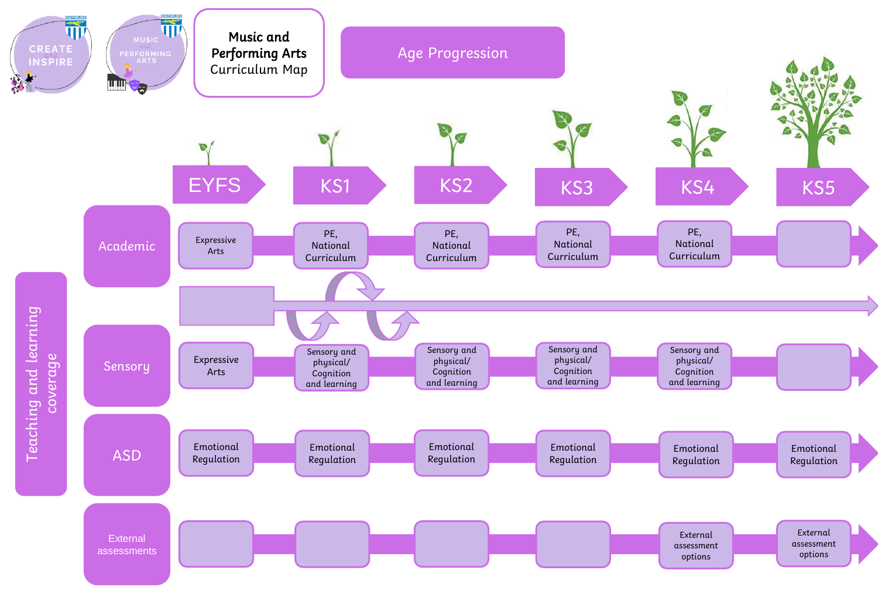CREATE and INSPIRE

MUSIC and PERFORMING ARTS

# Music and Performing Arts Curriculum Map

## Age Progression

Teaching and learning coverage

| | EYFS | KS1 | KS2 | KS3 | KS4 | KS5 |
|---|---|---|---|---|---|---|
| Academic | Expressive Arts | PE, National Curriculum | PE, National Curriculum | PE, National Curriculum | PE, National Curriculum | |
| Sensory | Expressive Arts | Sensory and physical/ Cognition and learning | Sensory and physical/ Cognition and learning | Sensory and physical/ Cognition and learning | Sensory and physical/ Cognition and learning | |
| ASD | Emotional Regulation | Emotional Regulation | Emotional Regulation | Emotional Regulation | Emotional Regulation | Emotional Regulation |
| External assessments | | | | | External assessment options | External assessment options |